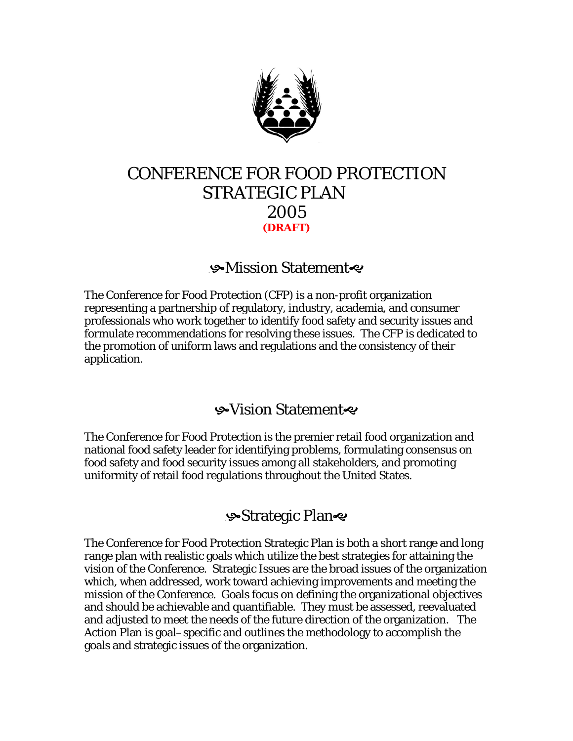# CONFERENCE FOR FOOD PROTECTION STRATEGIC PLAN 2005

**(DRAFT)**

## Mission Statement

The Conference for Food Protection (CFP) is a non-profit organization representing a partnership of regulatory, industry, academia, and consumer professionals who work together to identify food safety and security issues and formulate recommendations for resolving these issues. The CFP is dedicated to the promotion of uniform laws and regulations and the consistency of their application.

## Vision Statement

The Conference for Food Protection is the premier retail food organization and national food safety leader for identifying problems, formulating consensus on food safety and food security issues among all stakeholders, and promoting uniformity of retail food regulations throughout the United States.

## Strategic Plan

The Conference for Food Protection Strategic Plan is both a short range and long range plan with realistic goals which utilize the best strategies for attaining the vision of the Conference. Strategic Issues are the broad issues of the organization which, when addressed, work toward achieving improvements and meeting the mission of the Conference. Goals focus on defining the organizational objectives and should be achievable and quantifiable. They must be assessed, reevaluated and adjusted to meet the needs of the future direction of the organization. The Action Plan is goal–specific and outlines the methodology to accomplish the goals and strategic issues of the organization.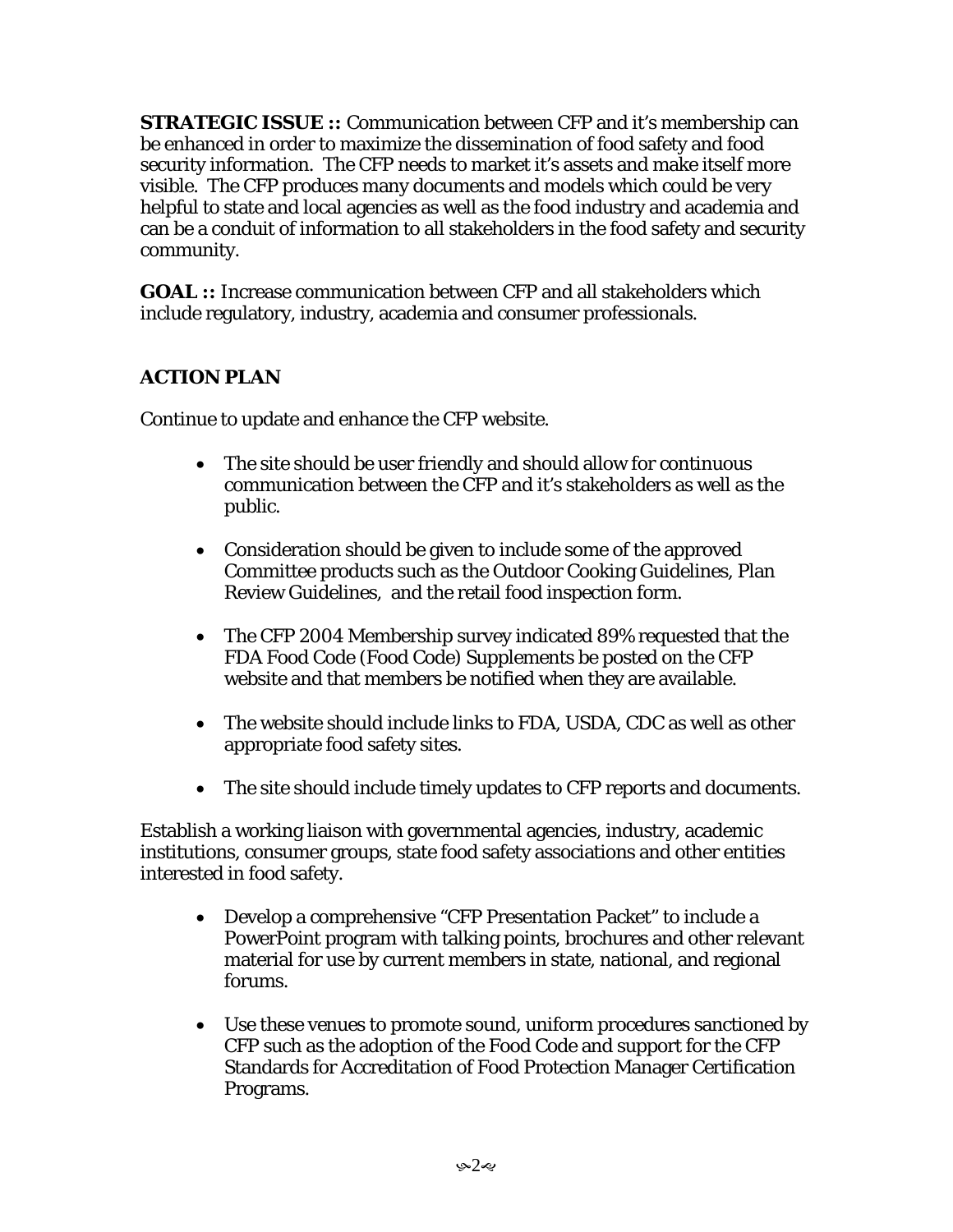**STRATEGIC ISSUE ::** Communication between CFP and it's membership can be enhanced in order to maximize the dissemination of food safety and food security information. The CFP needs to market it's assets and make itself more visible. The CFP produces many documents and models which could be very helpful to state and local agencies as well as the food industry and academia and can be a conduit of information to all stakeholders in the food safety and security community.

**GOAL ::** Increase communication between CFP and all stakeholders which include regulatory, industry, academia and consumer professionals.

**ACTION PLAN**

Continue to update and enhance the CFP website.

- The site should be user friendly and should allow for continuous communication between the CFP and it's stakeholders as well as the public.
- Consideration should be given to include some of the approved Committee products such as the Outdoor Cooking Guidelines, Plan Review Guidelines, and the retail food inspection form.
- The CFP 2004 Membership survey indicated 89% requested that the FDA Food Code (Food Code) Supplements be posted on the CFP website and that members be notified when they are available.
- The website should include links to FDA, USDA, CDC as well as other appropriate food safety sites.
- The site should include timely updates to CFP reports and documents.

Establish a working liaison with governmental agencies, industry, academic institutions, consumer groups, state food safety associations and other entities interested in food safety.

- Develop a comprehensive "CFP Presentation Packet" to include a PowerPoint program with talking points, brochures and other relevant material for use by current members in state, national, and regional forums.
- Use these venues to promote sound, uniform procedures sanctioned by CFP such as the adoption of the Food Code and support for the CFP Standards for Accreditation of Food Protection Manager Certification Programs.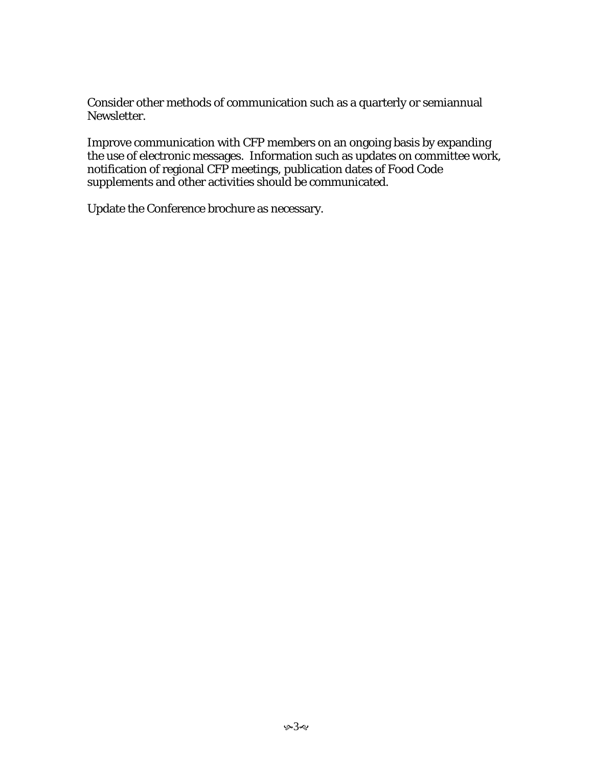Consider other methods of communication such as a quarterly or semiannual Newsletter.

Improve communication with CFP members on an ongoing basis by expanding the use of electronic messages. Information such as updates on committee work, notification of regional CFP meetings, publication dates of Food Code supplements and other activities should be communicated.

Update the Conference brochure as necessary.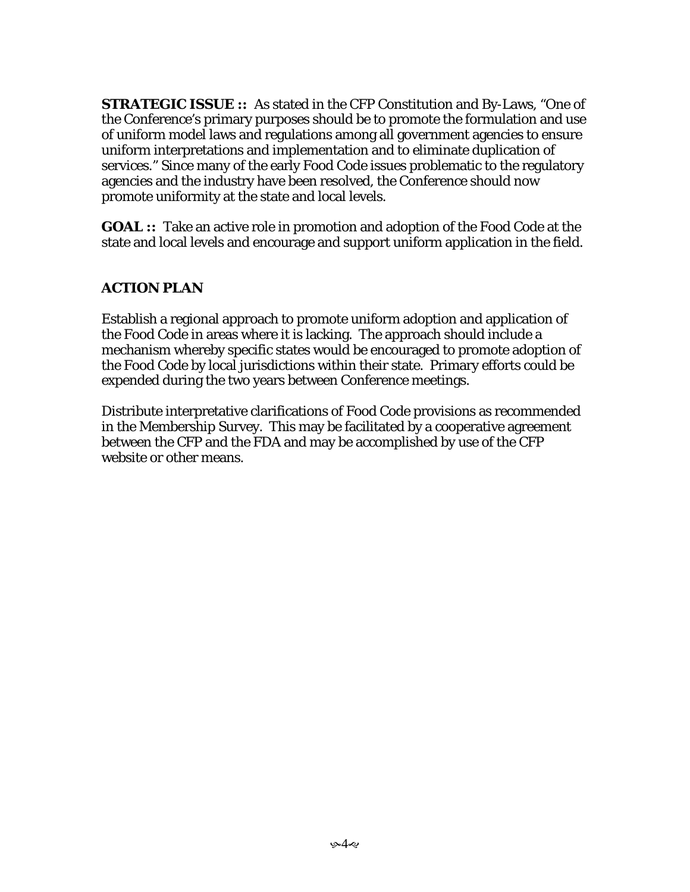**STRATEGIC ISSUE ::** As stated in the CFP Constitution and By-Laws, "One of the Conference's primary purposes should be to promote the formulation and use of uniform model laws and regulations among all government agencies to ensure uniform interpretations and implementation and to eliminate duplication of services." Since many of the early Food Code issues problematic to the regulatory agencies and the industry have been resolved, the Conference should now promote uniformity at the state and local levels.

**GOAL ::** Take an active role in promotion and adoption of the Food Code at the state and local levels and encourage and support uniform application in the field.

## ACTION PLAN

Establish a regional approach to promote uniform adoption and application of the Food Code in areas where it is lacking. The approach should include a mechanism whereby specific states would be encouraged to promote adoption of the Food Code by local jurisdictions within their state. Primary efforts could be expended during the two years between Conference meetings.

Distribute interpretative clarifications of Food Code provisions as recommended in the Membership Survey. This may be facilitated by a cooperative agreement between the CFP and the FDA and may be accomplished by use of the CFP website or other means.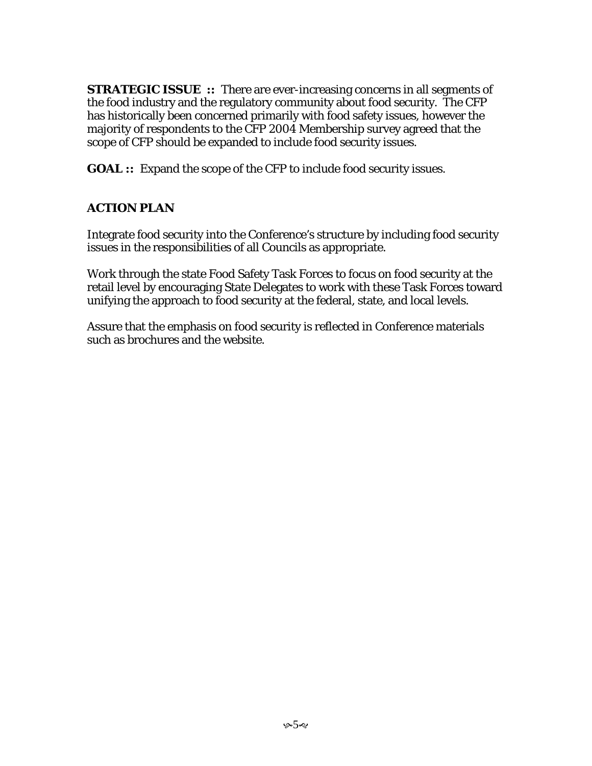**STRATEGIC ISSUE ::** There are ever-increasing concerns in all segments of the food industry and the regulatory community about food security. The CFP has historically been concerned primarily with food safety issues, however the majority of respondents to the CFP 2004 Membership survey agreed that the scope of CFP should be expanded to include food security issues.

**GOAL ::** Expand the scope of the CFP to include food security issues.

## ACTION PLAN

Integrate food security into the Conference's structure by including food security issues in the responsibilities of all Councils as appropriate.

Work through the state Food Safety Task Forces to focus on food security at the retail level by encouraging State Delegates to work with these Task Forces toward unifying the approach to food security at the federal, state, and local levels.

Assure that the emphasis on food security is reflected in Conference materials such as brochures and the website.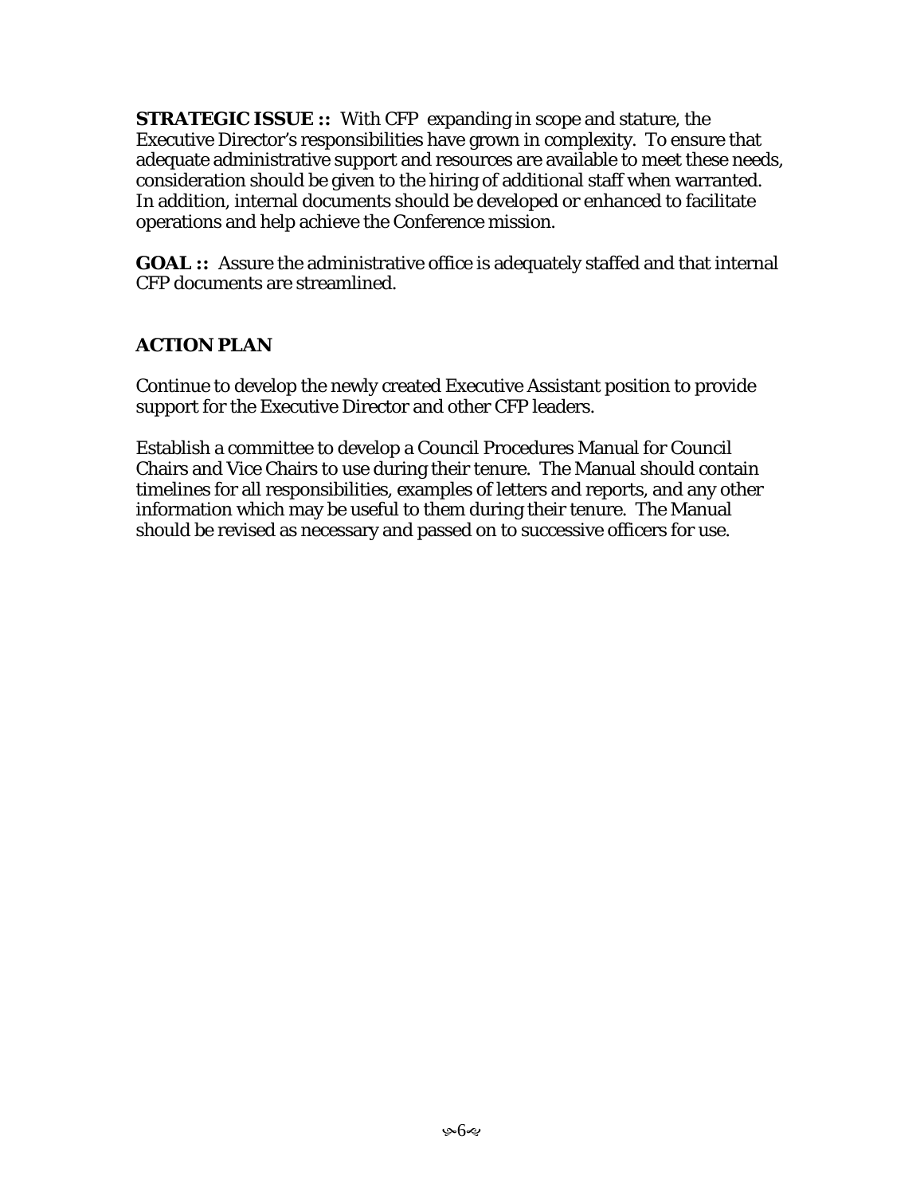**STRATEGIC ISSUE ::** With CFP expanding in scope and stature, the Executive Director's responsibilities have grown in complexity. To ensure that adequate administrative support and resources are available to meet these needs, consideration should be given to the hiring of additional staff when warranted. In addition, internal documents should be developed or enhanced to facilitate operations and help achieve the Conference mission.

**GOAL ::** Assure the administrative office is adequately staffed and that internal CFP documents are streamlined.

**ACTION PLAN**

Continue to develop the newly created Executive Assistant position to provide support for the Executive Director and other CFP leaders.

Establish a committee to develop a Council Procedures Manual for Council Chairs and Vice Chairs to use during their tenure. The Manual should contain timelines for all responsibilities, examples of letters and reports, and any other information which may be useful to them during their tenure. The Manual should be revised as necessary and passed on to successive officers for use.